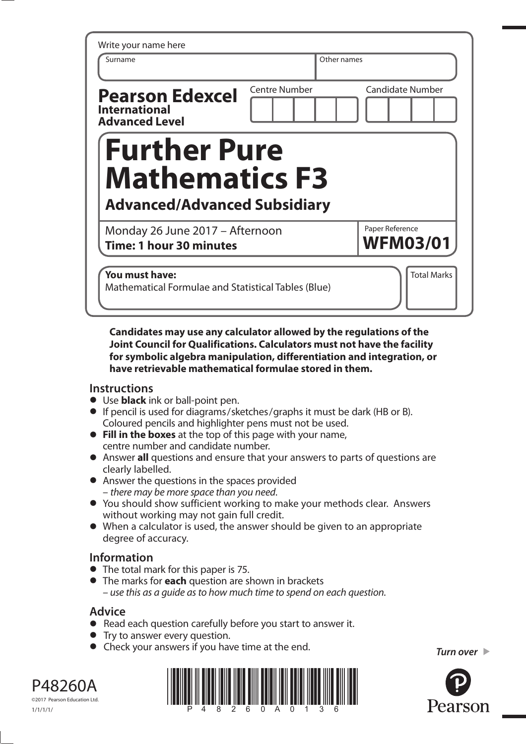Write your name here

| Surname | Other names |
| --- | --- |
| | |

**Pearson Edexcel**
**International Advanced Level**

| Centre Number | Candidate Number |
| --- | --- |
| | |

# Further Pure Mathematics F3

## Advanced/Advanced Subsidiary

Monday 26 June 2017 – Afternoon
**Time: 1 hour 30 minutes**

Paper Reference
**WFM03/01**

**You must have:**
Mathematical Formulae and Statistical Tables (Blue)

Total Marks

**Candidates may use any calculator allowed by the regulations of the Joint Council for Qualifications. Calculators must not have the facility for symbolic algebra manipulation, differentiation and integration, or have retrievable mathematical formulae stored in them.**

### Instructions

- Use **black** ink or ball-point pen.
- If pencil is used for diagrams/sketches/graphs it must be dark (HB or B). Coloured pencils and highlighter pens must not be used.
- **Fill in the boxes** at the top of this page with your name, centre number and candidate number.
- Answer **all** questions and ensure that your answers to parts of questions are clearly labelled.
- Answer the questions in the spaces provided – *there may be more space than you need*.
- You should show sufficient working to make your methods clear. Answers without working may not gain full credit.
- When a calculator is used, the answer should be given to an appropriate degree of accuracy.

### Information

- The total mark for this paper is 75.
- The marks for **each** question are shown in brackets – *use this as a guide as to how much time to spend on each question.*

### Advice

- Read each question carefully before you start to answer it.
- Try to answer every question.
- Check your answers if you have time at the end.

*Turn over* ▶

P48260A
©2017 Pearson Education Ltd.
1/1/1/1/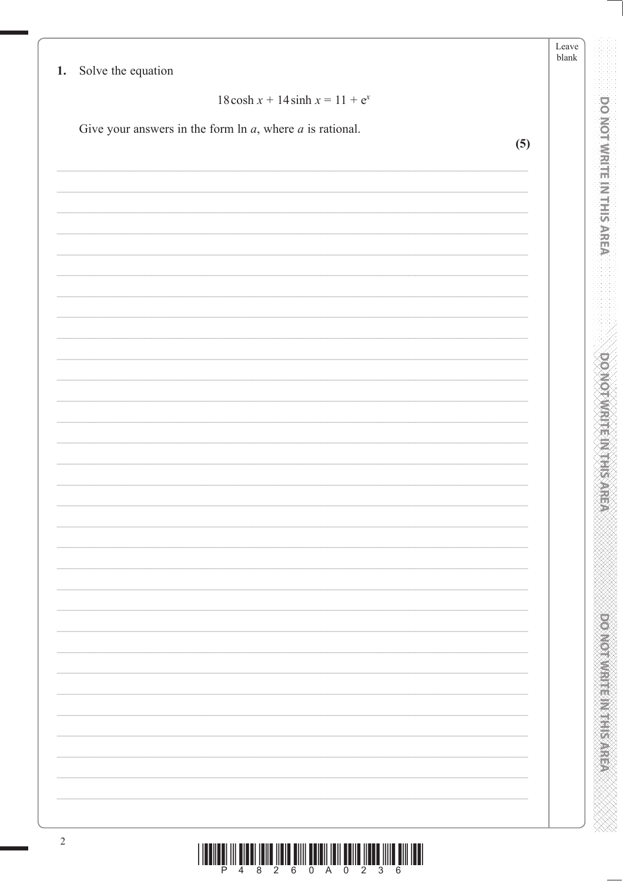1. Solve the equation

$$18\cosh x + 14\sinh x = 11 + e^x$$

Give your answers in the form $\ln a$, where $a$ is rational.

**(5)**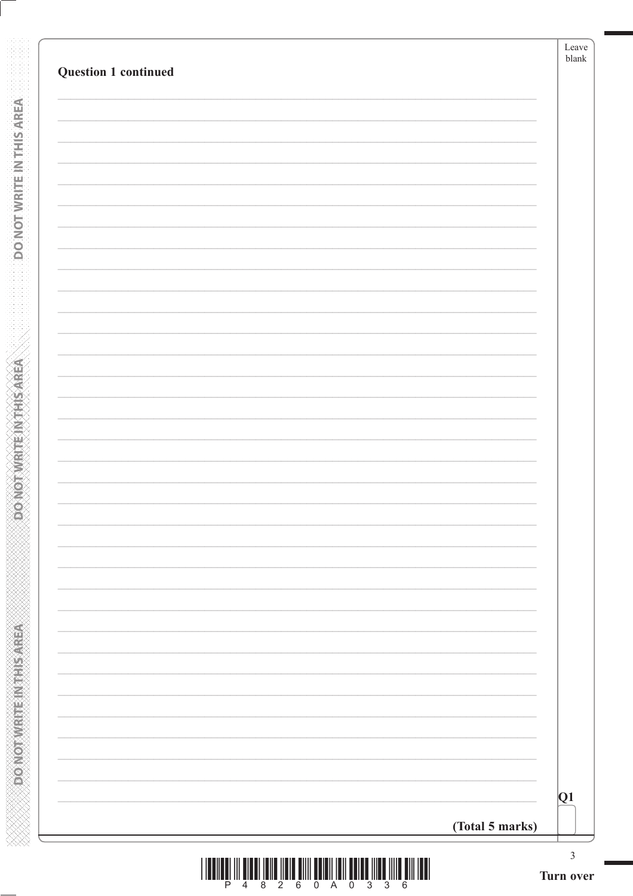**Question 1 continued**

Q1

**(Total 5 marks)**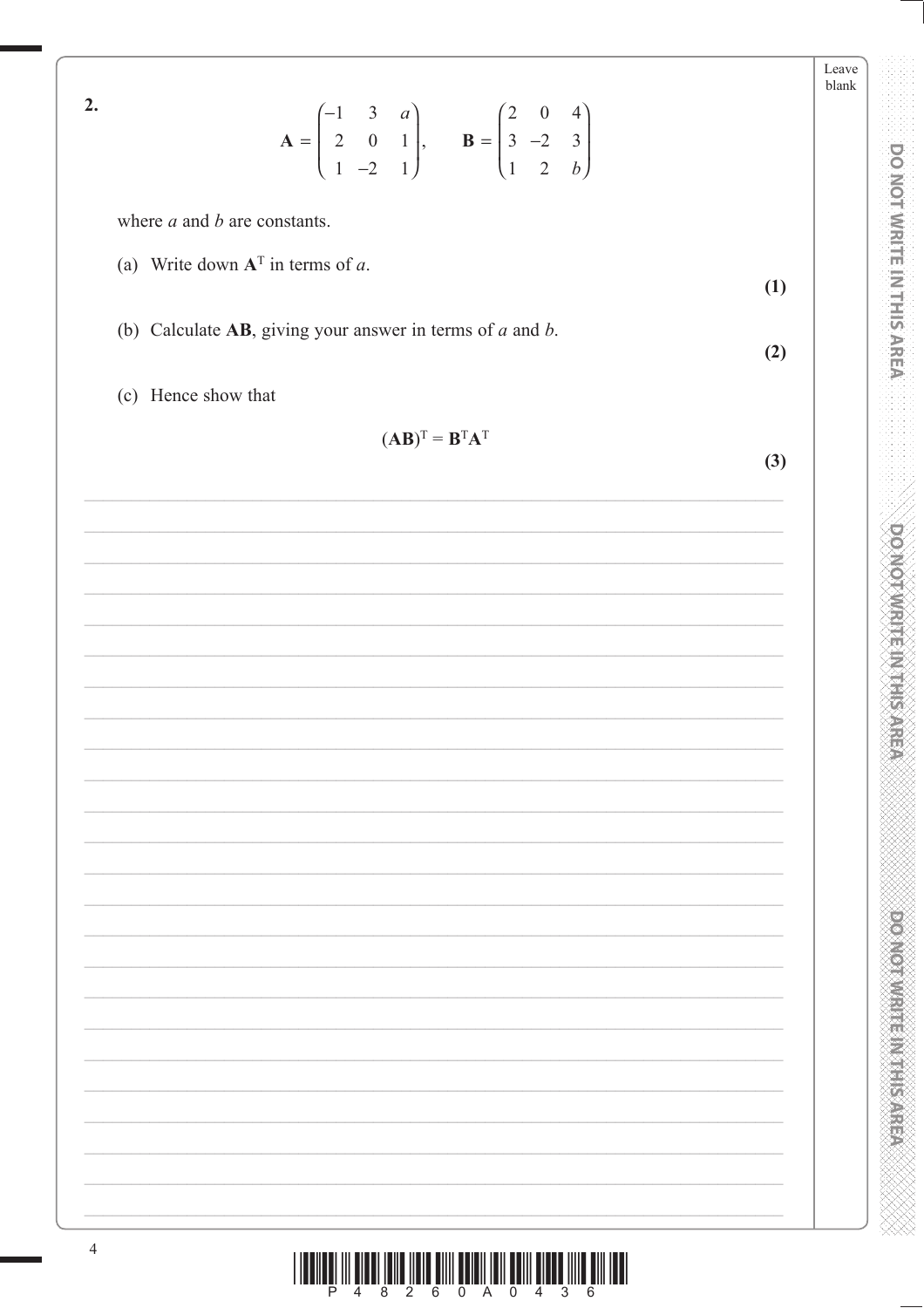**2.**

$$\mathbf{A} = \begin{pmatrix} -1 & 3 & a \\ 2 & 0 & 1 \\ 1 & -2 & 1 \end{pmatrix}, \qquad \mathbf{B} = \begin{pmatrix} 2 & 0 & 4 \\ 3 & -2 & 3 \\ 1 & 2 & b \end{pmatrix}$$

where $a$ and $b$ are constants.

(a) Write down $\mathbf{A}^{\mathrm{T}}$ in terms of $a$.

**(1)**

(b) Calculate $\mathbf{AB}$, giving your answer in terms of $a$ and $b$.

**(2)**

(c) Hence show that

$$(\mathbf{AB})^{\mathrm{T}} = \mathbf{B}^{\mathrm{T}}\mathbf{A}^{\mathrm{T}}$$

**(3)**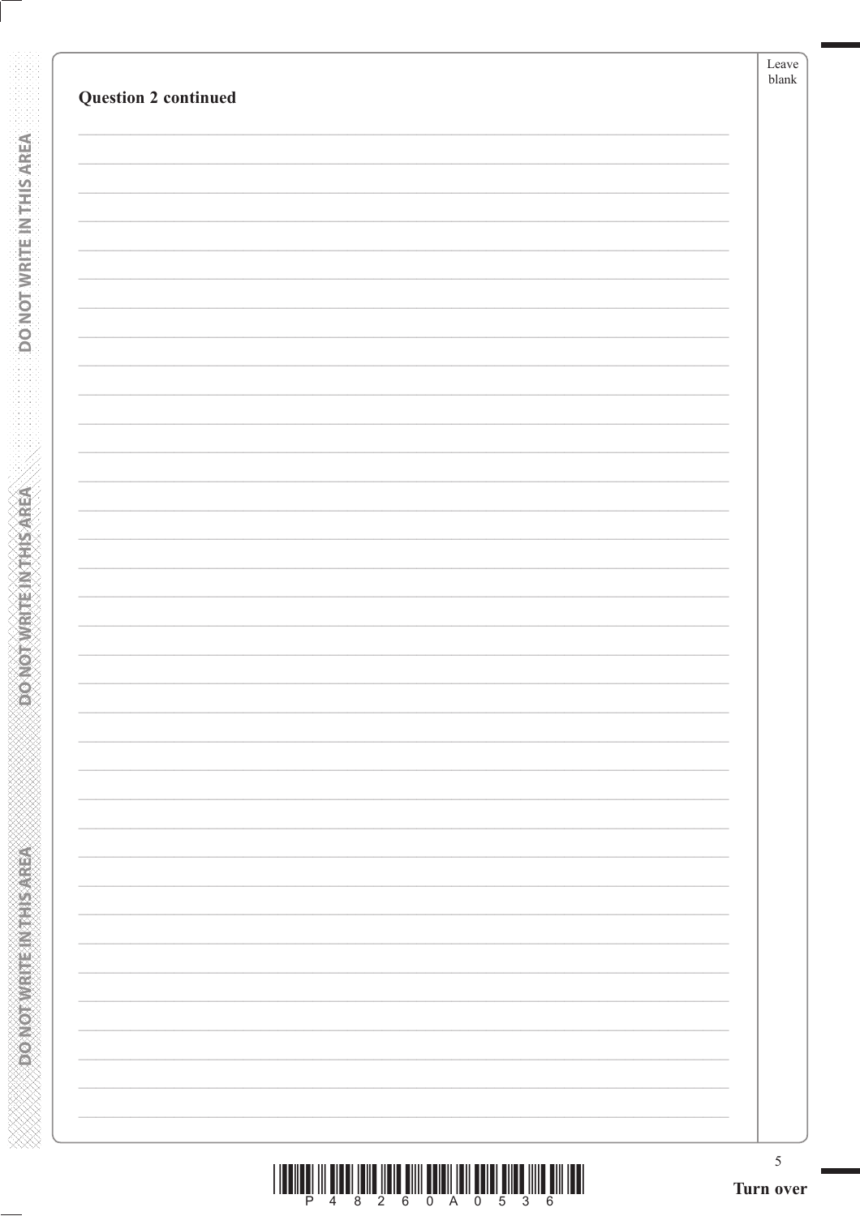**Question 2 continued**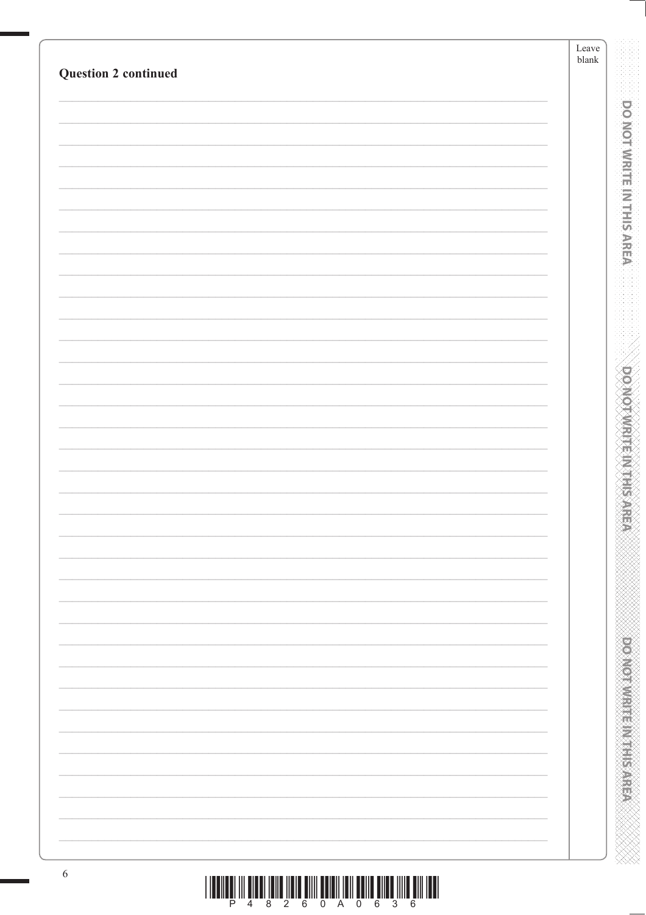**Question 2 continued**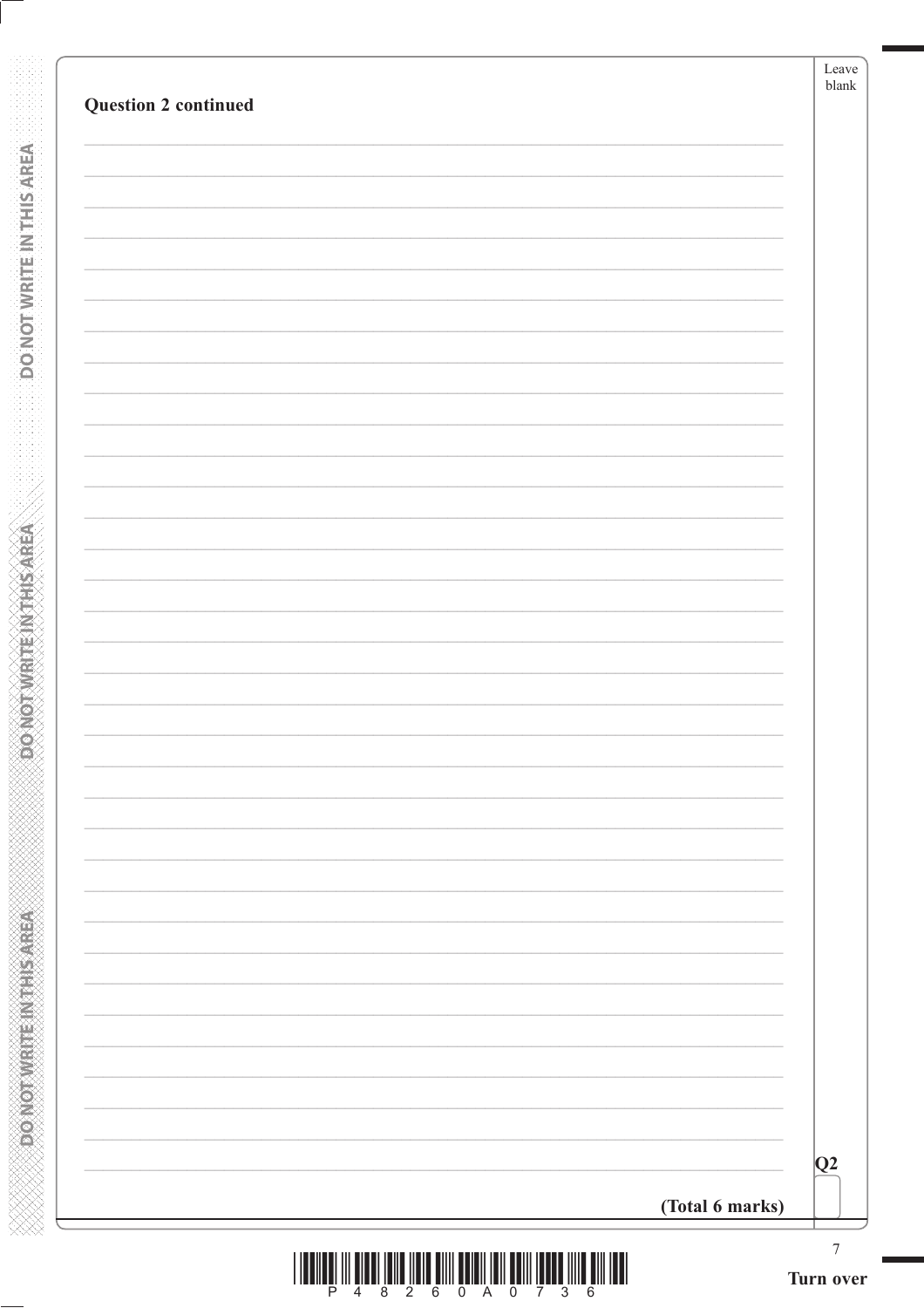**Question 2 continued**

**(Total 6 marks)**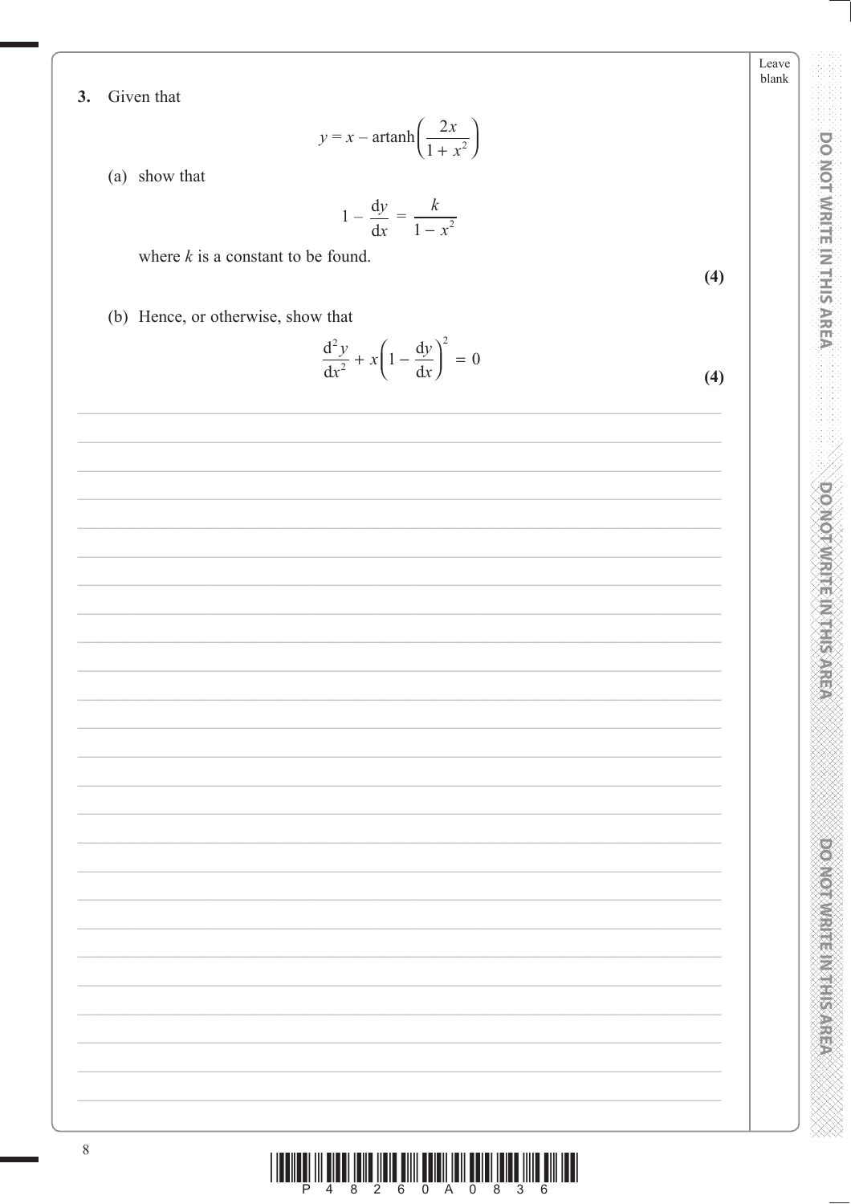**3.** Given that

$$y = x - \text{artanh}\left(\frac{2x}{1 + x^2}\right)$$

(a) show that

$$1 - \frac{\mathrm{d}y}{\mathrm{d}x} = \frac{k}{1 - x^2}$$

where $k$ is a constant to be found.

**(4)**

(b) Hence, or otherwise, show that

$$\frac{\mathrm{d}^2y}{\mathrm{d}x^2} + x\left(1 - \frac{\mathrm{d}y}{\mathrm{d}x}\right)^2 = 0$$

**(4)**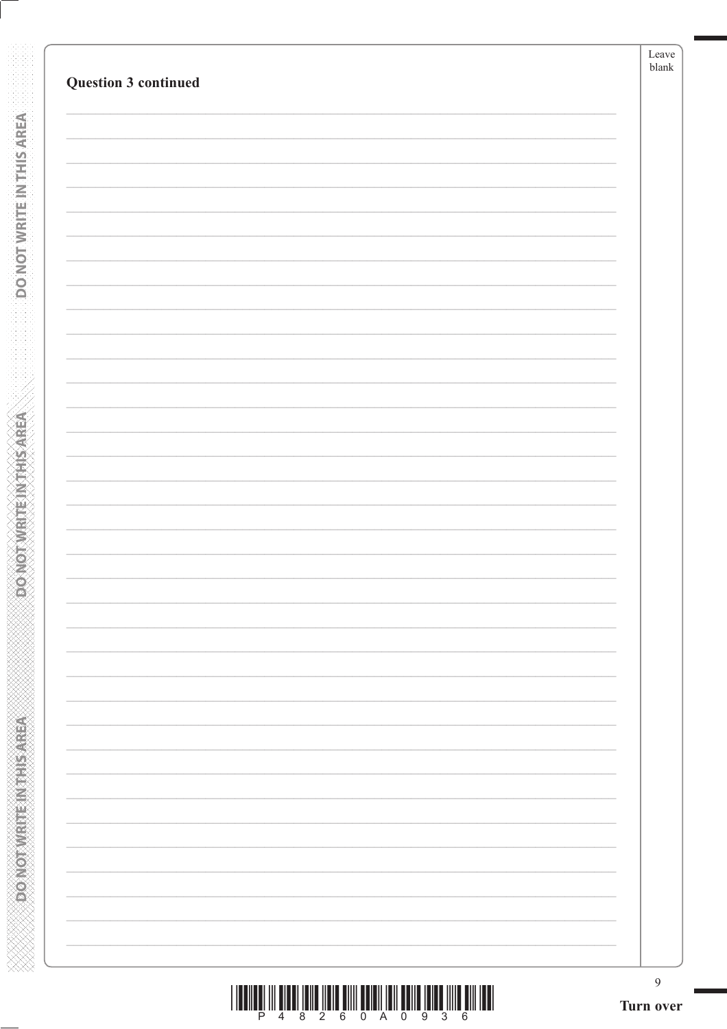**Question 3 continued**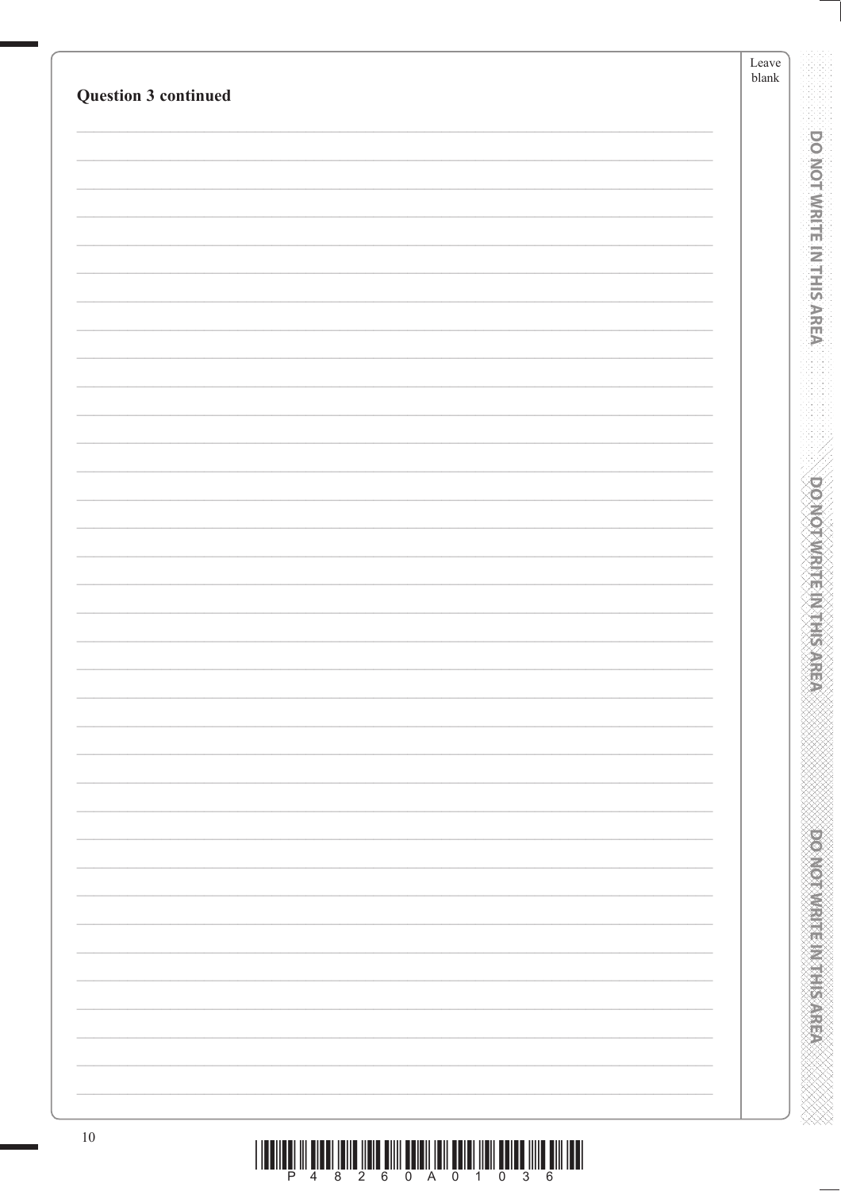**Question 3 continued**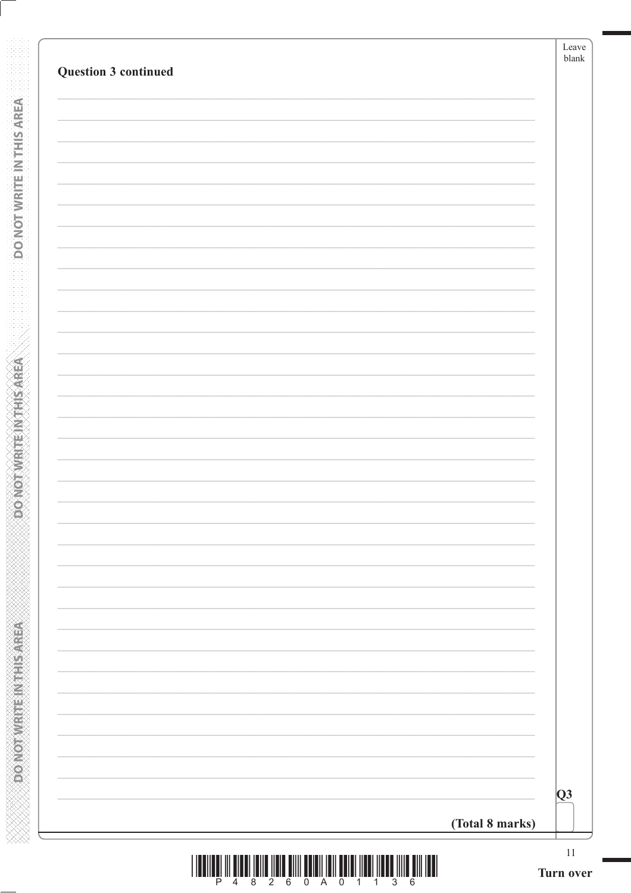**Question 3 continued**

**(Total 8 marks)**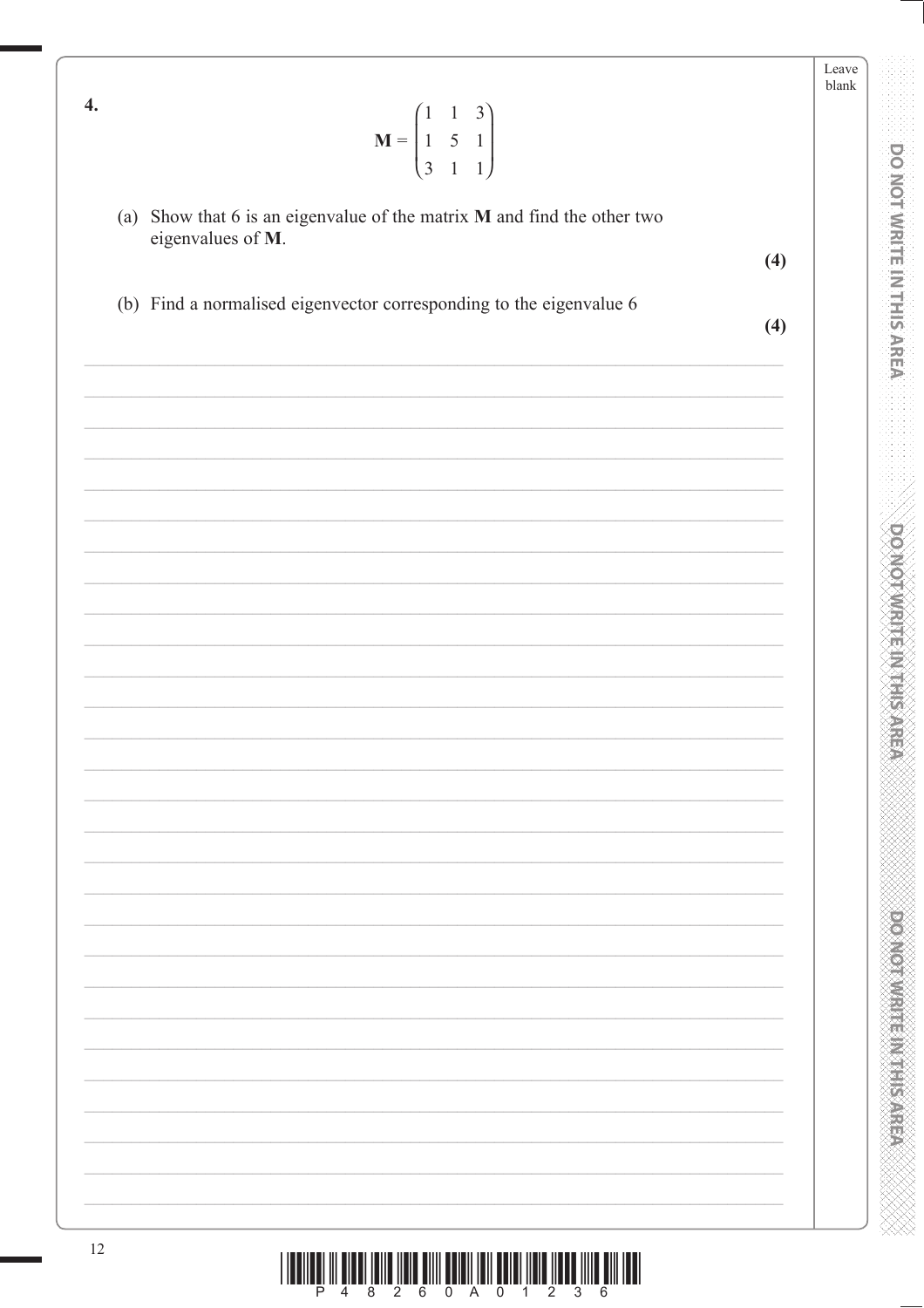**4.**

$$\mathbf{M} = \begin{pmatrix} 1 & 1 & 3 \\ 1 & 5 & 1 \\ 3 & 1 & 1 \end{pmatrix}$$

(a) Show that 6 is an eigenvalue of the matrix $\mathbf{M}$ and find the other two eigenvalues of $\mathbf{M}$.

**(4)**

(b) Find a normalised eigenvector corresponding to the eigenvalue 6

**(4)**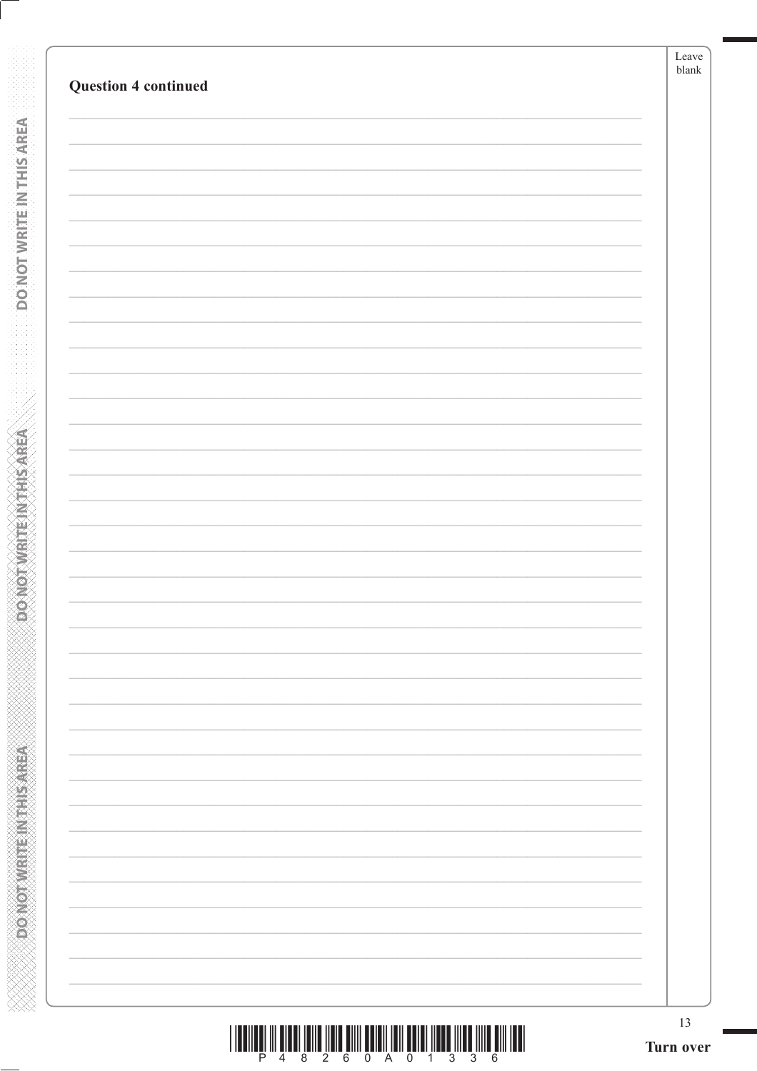**Question 4 continued**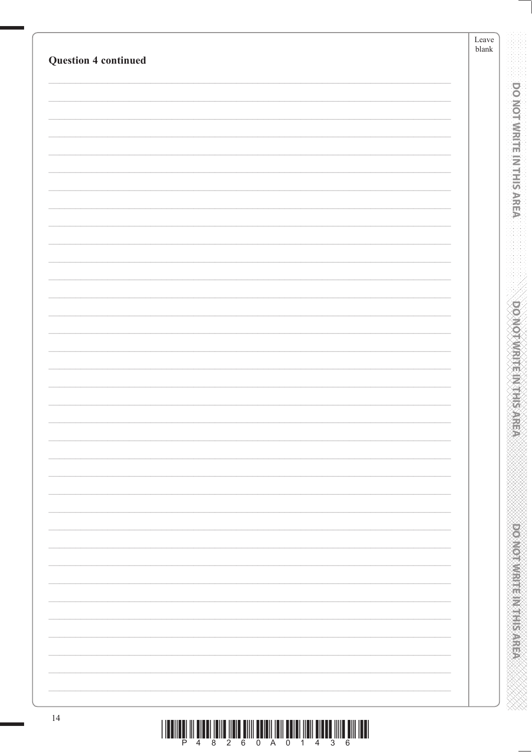**Question 4 continued**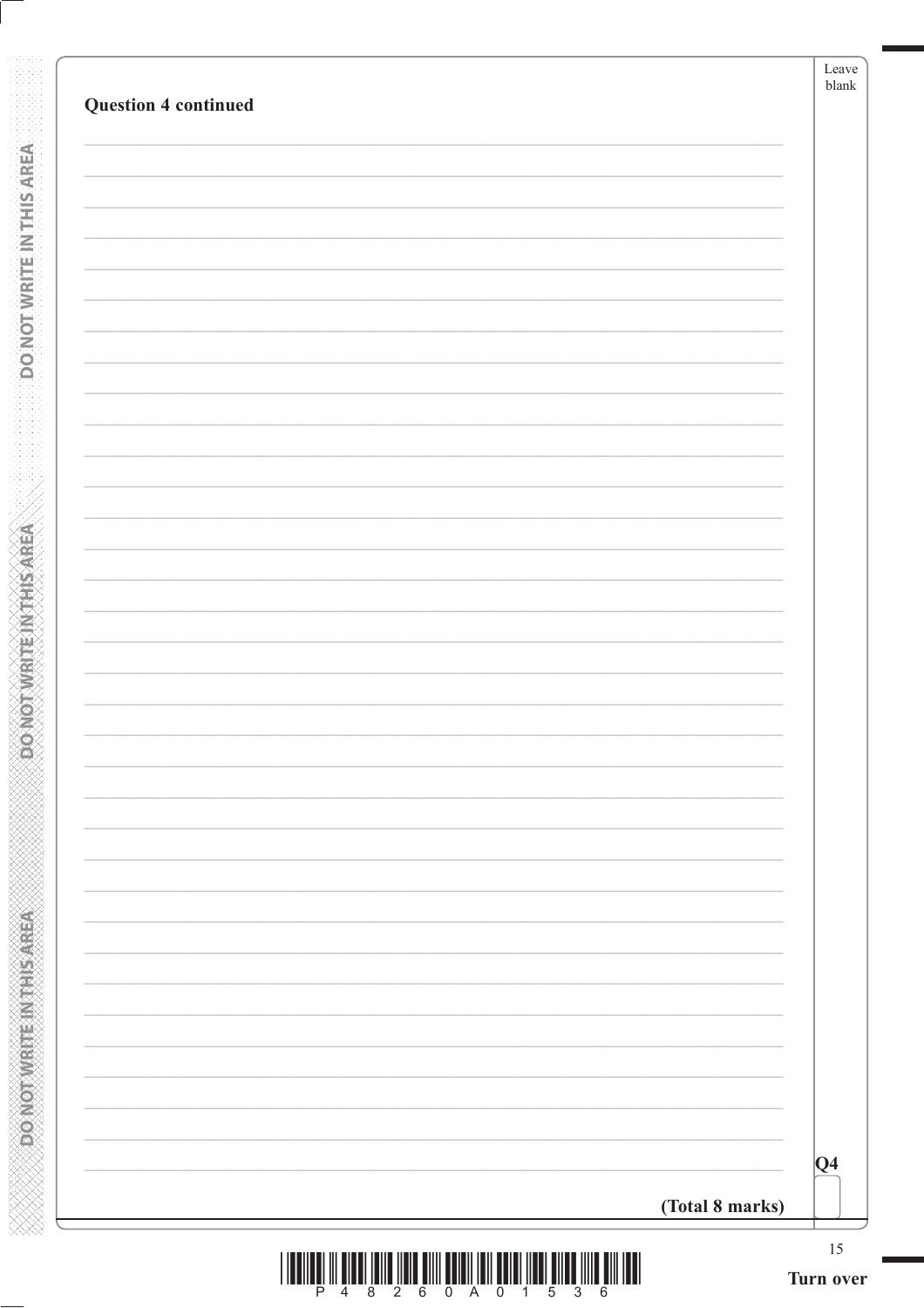**Question 4 continued**

**Q4**

**(Total 8 marks)**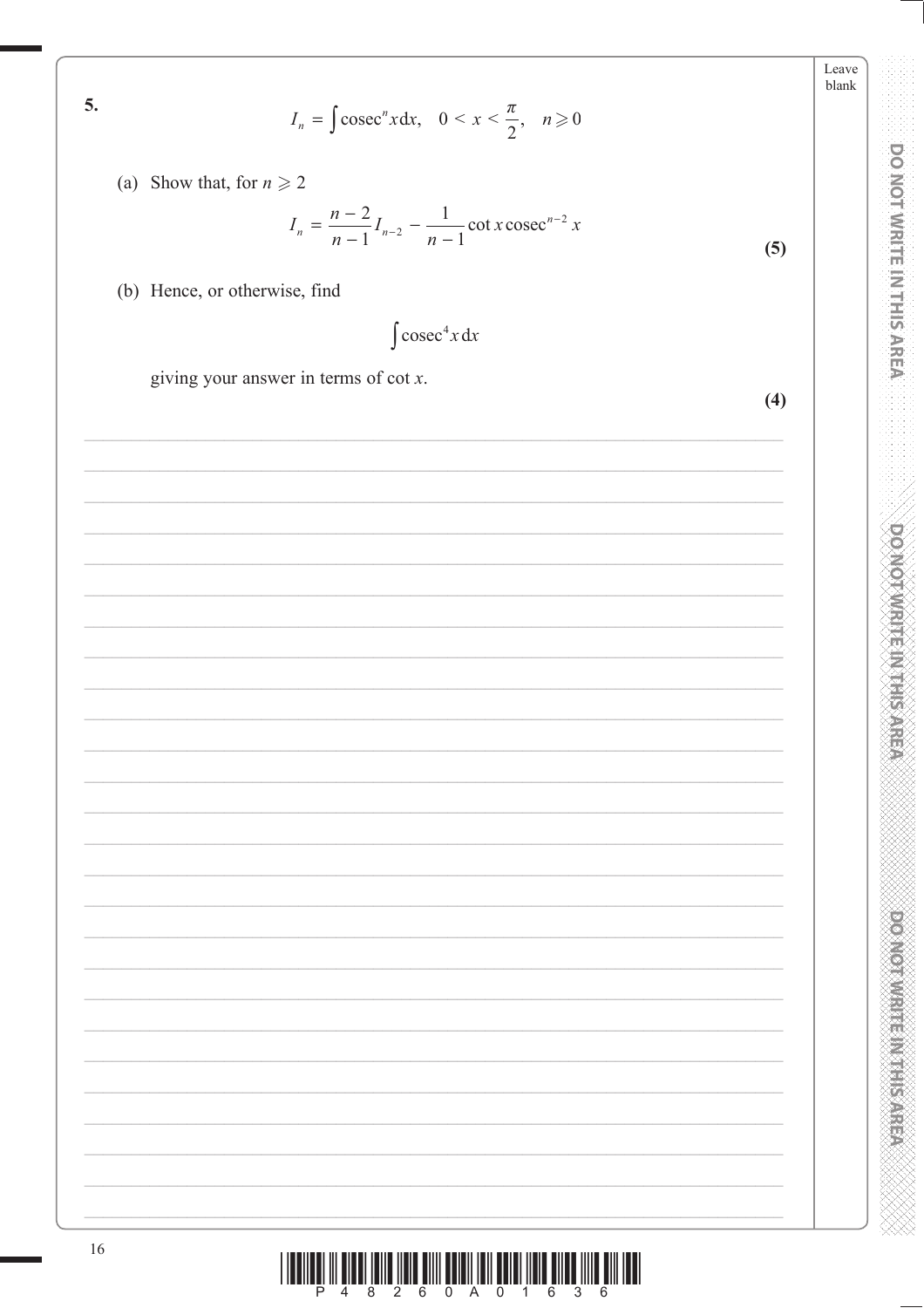**5.**

$$I_n = \int \operatorname{cosec}^n x \, dx, \quad 0 < x < \frac{\pi}{2}, \quad n \geqslant 0$$

(a) Show that, for $n \geqslant 2$

$$I_n = \frac{n-2}{n-1} I_{n-2} - \frac{1}{n-1} \cot x \operatorname{cosec}^{n-2} x$$

**(5)**

(b) Hence, or otherwise, find

$$\int \operatorname{cosec}^4 x \, dx$$

giving your answer in terms of $\cot x$.

**(4)**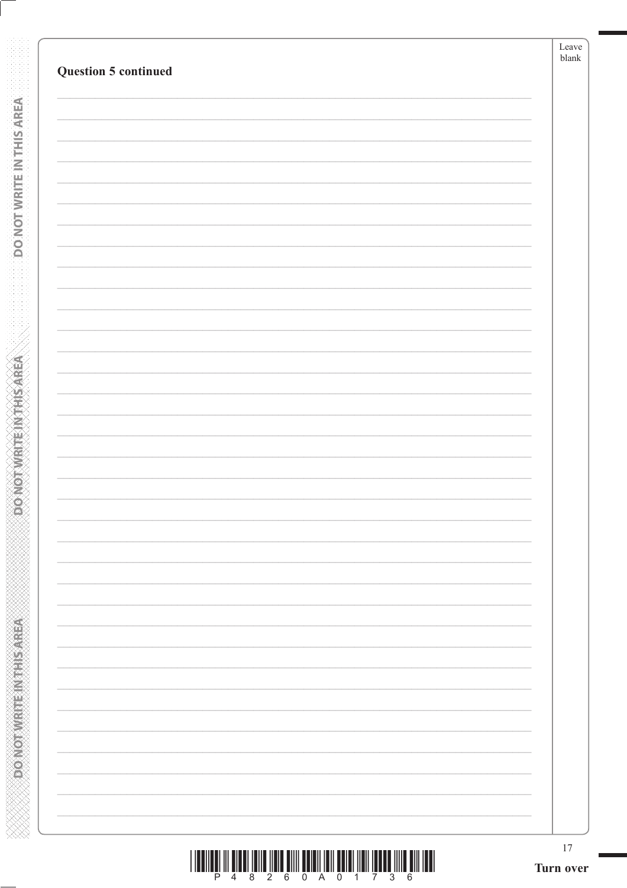**Question 5 continued**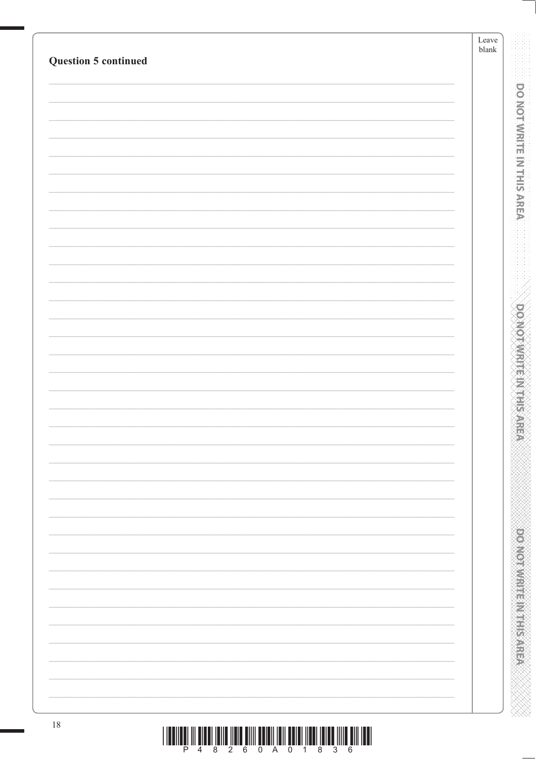**Question 5 continued**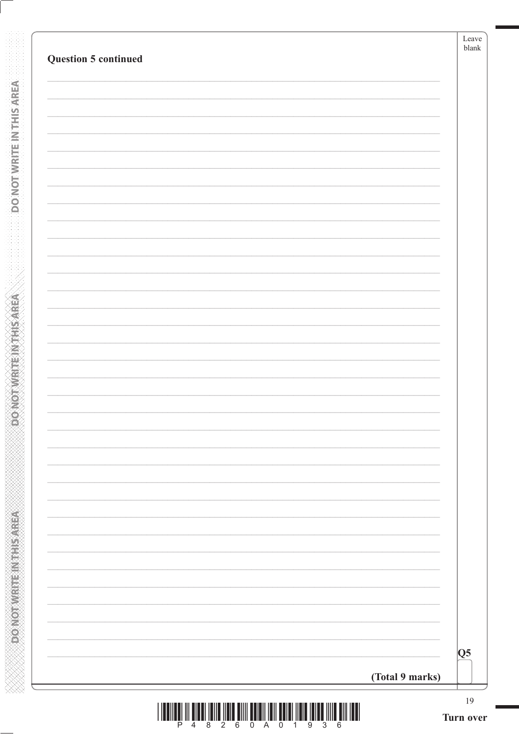**Question 5 continued**

Q5

**(Total 9 marks)**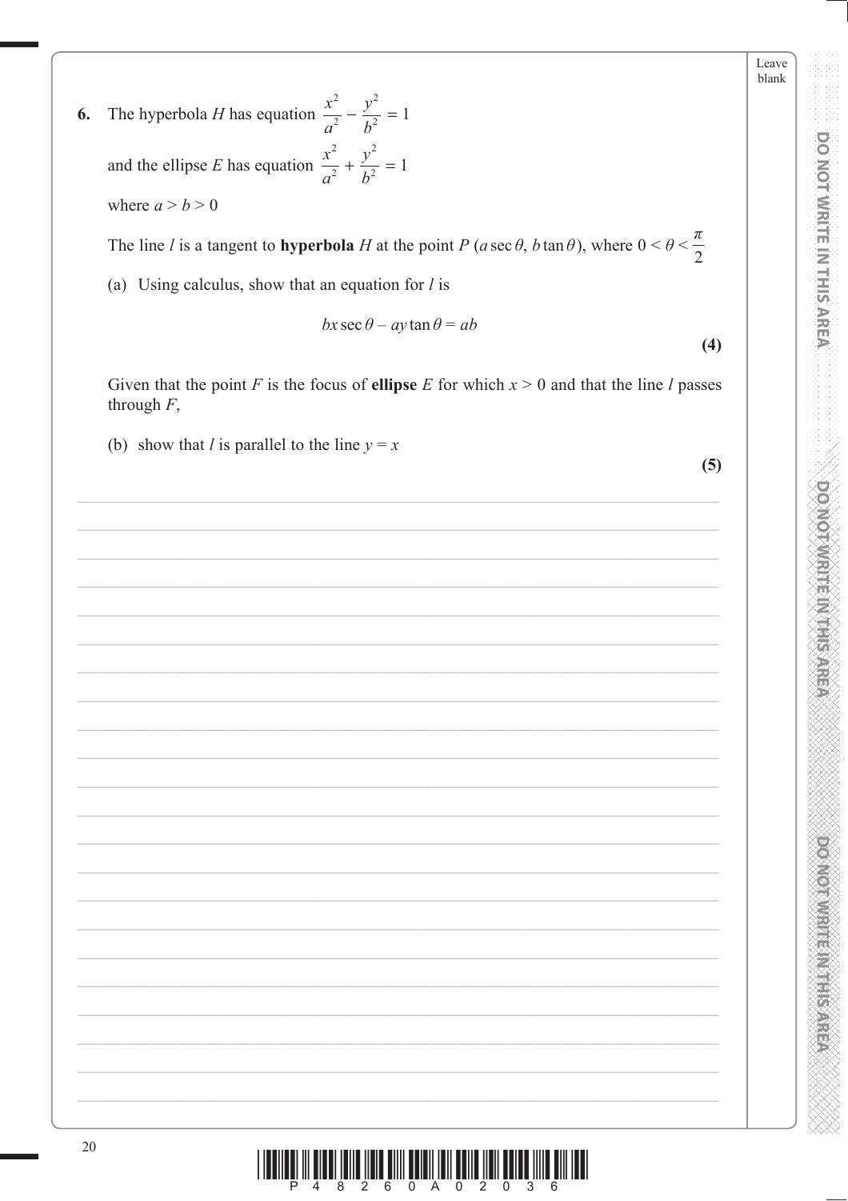**6.** The hyperbola $H$ has equation $\dfrac{x^2}{a^2} - \dfrac{y^2}{b^2} = 1$

and the ellipse $E$ has equation $\dfrac{x^2}{a^2} + \dfrac{y^2}{b^2} = 1$

where $a > b > 0$

The line $l$ is a tangent to **hyperbola** $H$ at the point $P\,(a\sec\theta,\, b\tan\theta)$, where $0 < \theta < \dfrac{\pi}{2}$

(a) Using calculus, show that an equation for $l$ is

$$bx\sec\theta - ay\tan\theta = ab$$

**(4)**

Given that the point $F$ is the focus of **ellipse** $E$ for which $x > 0$ and that the line $l$ passes through $F$,

(b) show that $l$ is parallel to the line $y = x$

**(5)**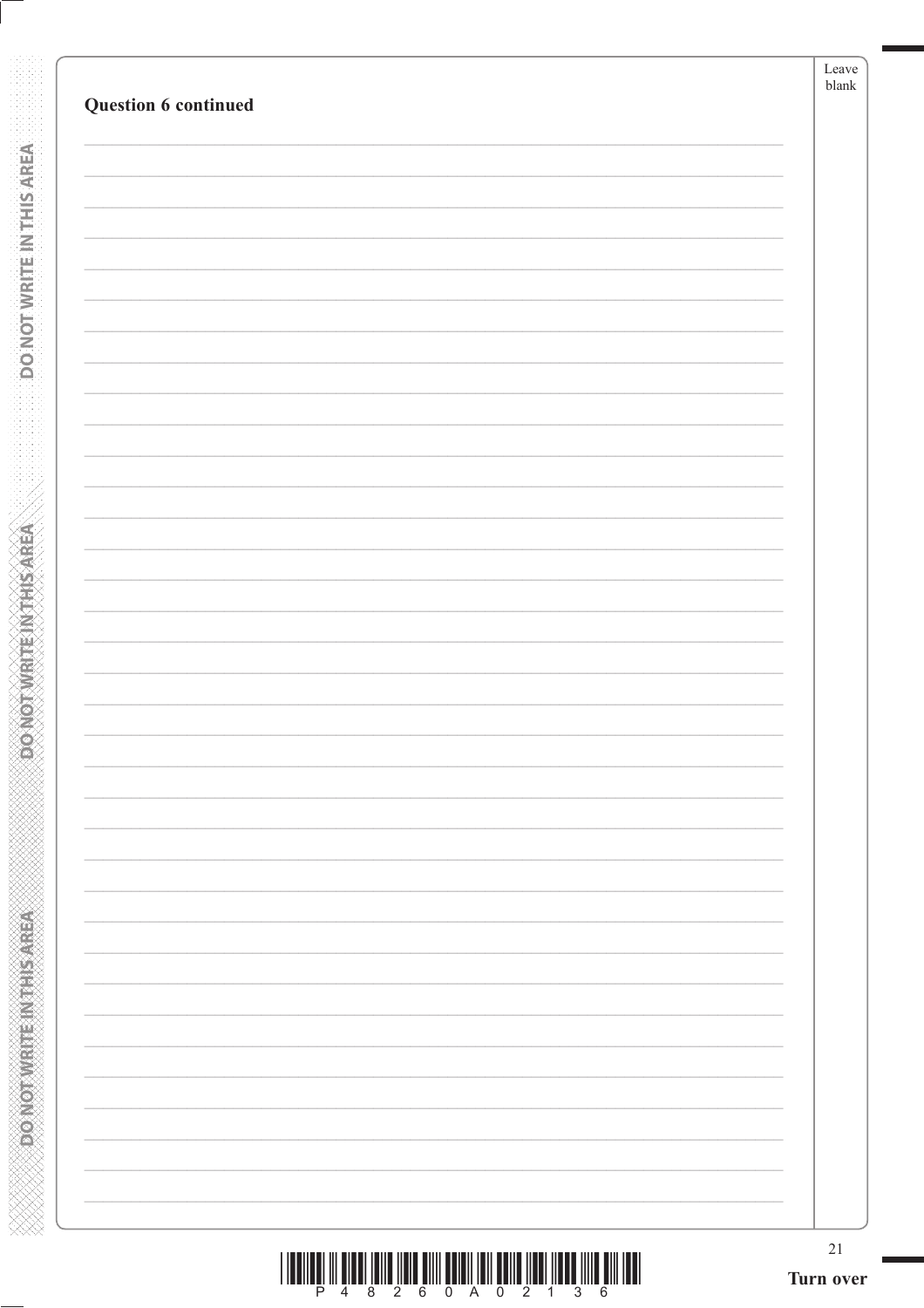**Question 6 continued**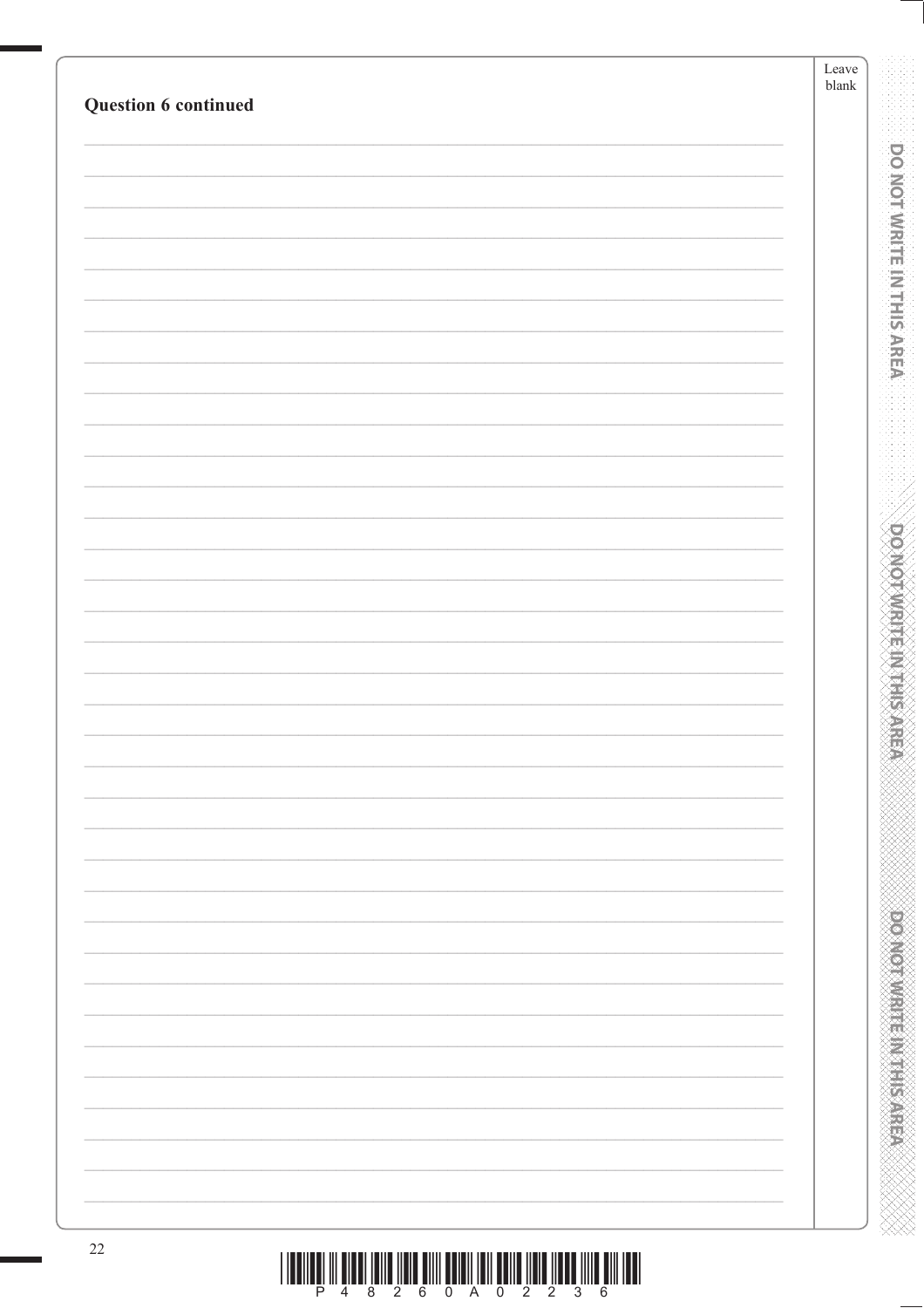**Question 6 continued**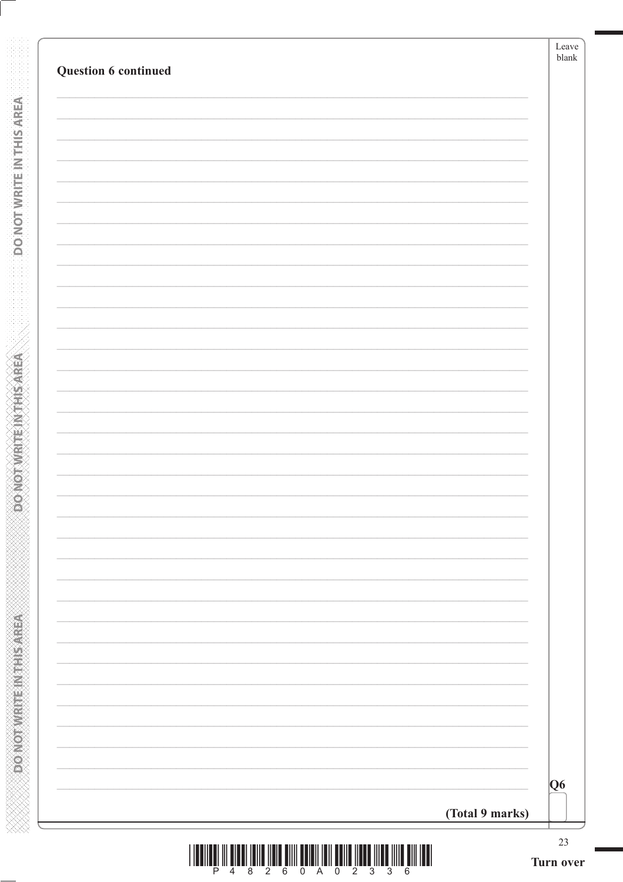**Question 6 continued**

Q6

**(Total 9 marks)**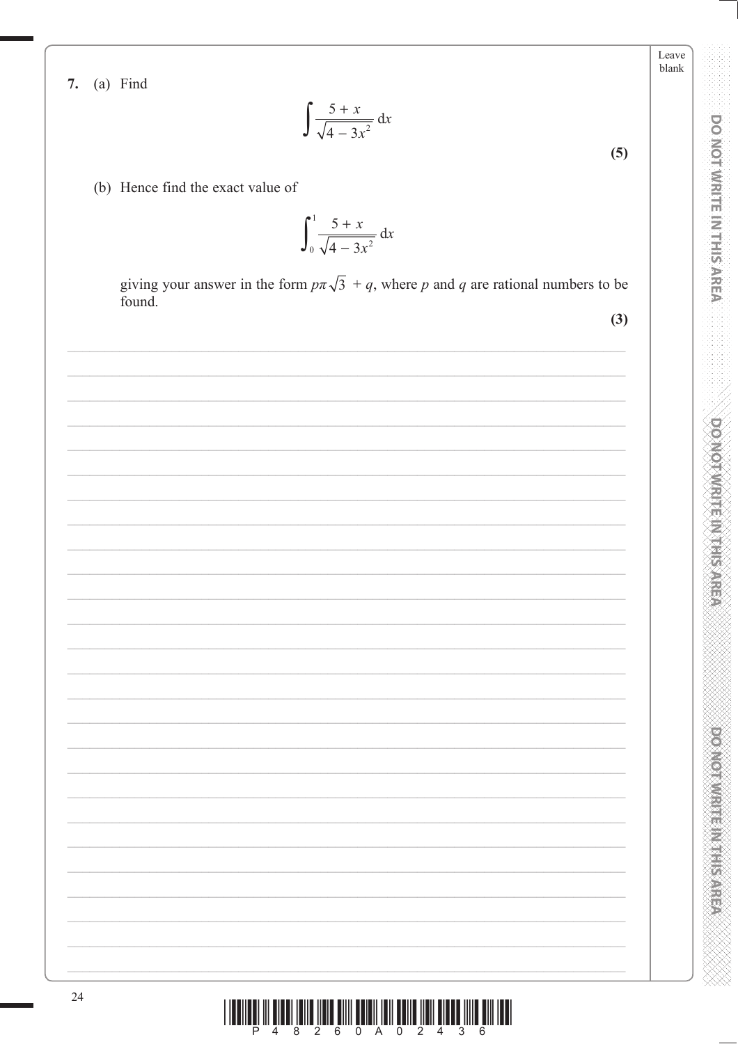**7.** (a) Find

$$\int \frac{5 + x}{\sqrt{4 - 3x^2}} \, dx$$

**(5)**

(b) Hence find the exact value of

$$\int_0^1 \frac{5 + x}{\sqrt{4 - 3x^2}} \, dx$$

giving your answer in the form $p\pi\sqrt{3} + q$, where $p$ and $q$ are rational numbers to be found.

**(3)**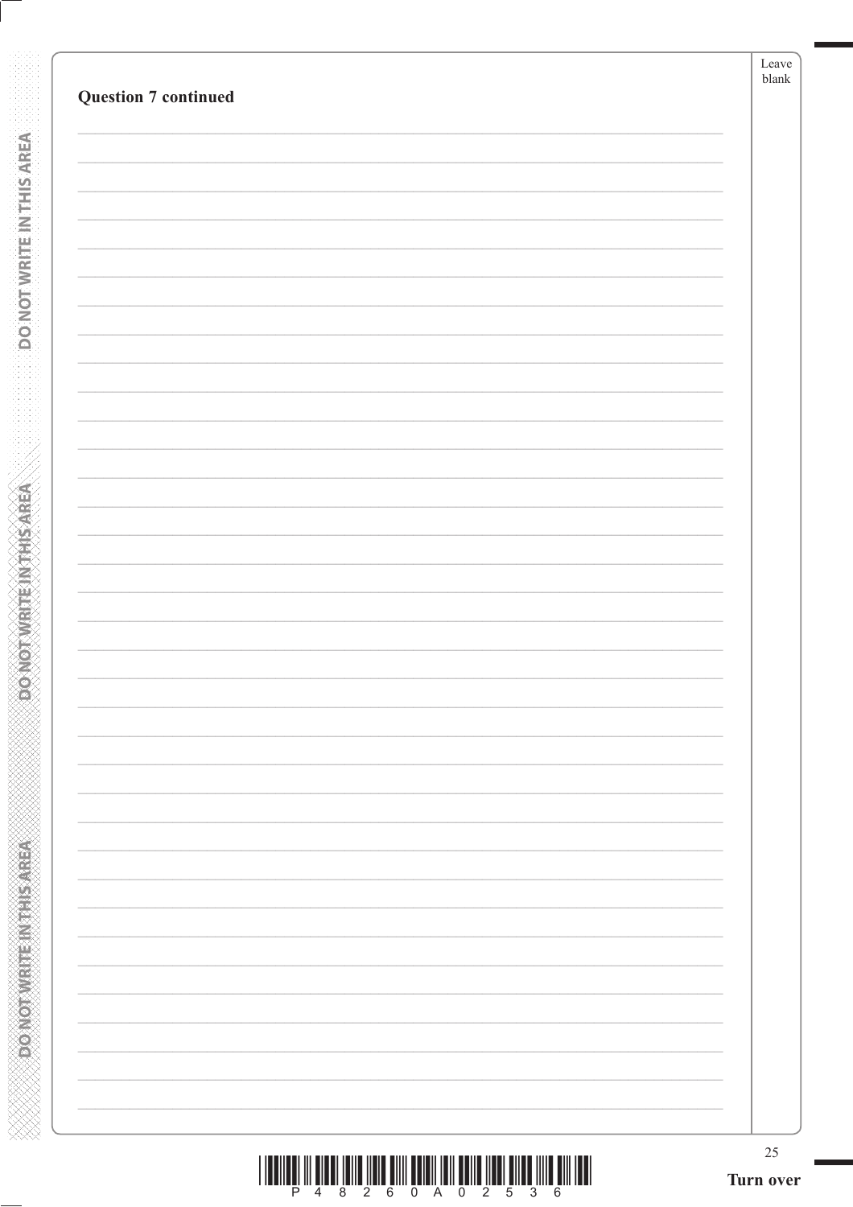**Question 7 continued**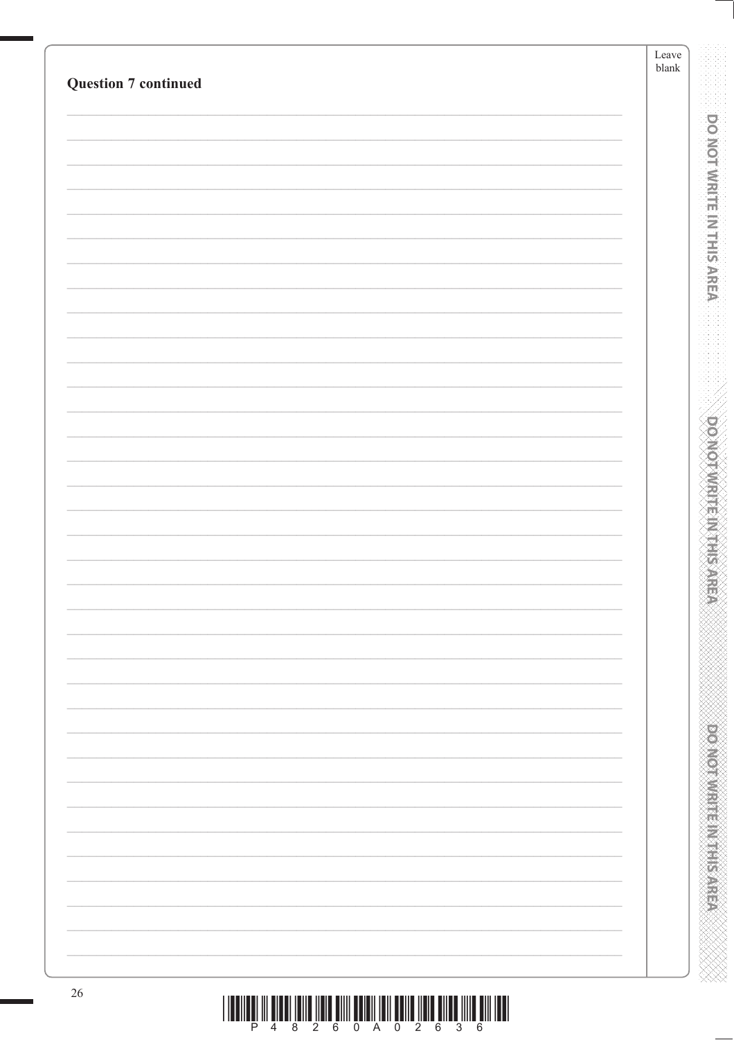**Question 7 continued**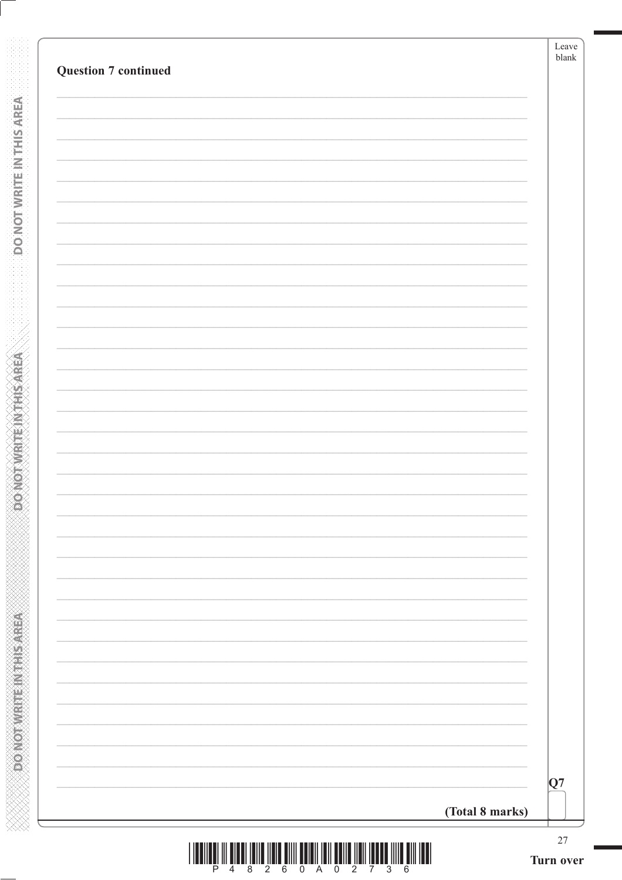**Question 7 continued**

Q7

**(Total 8 marks)**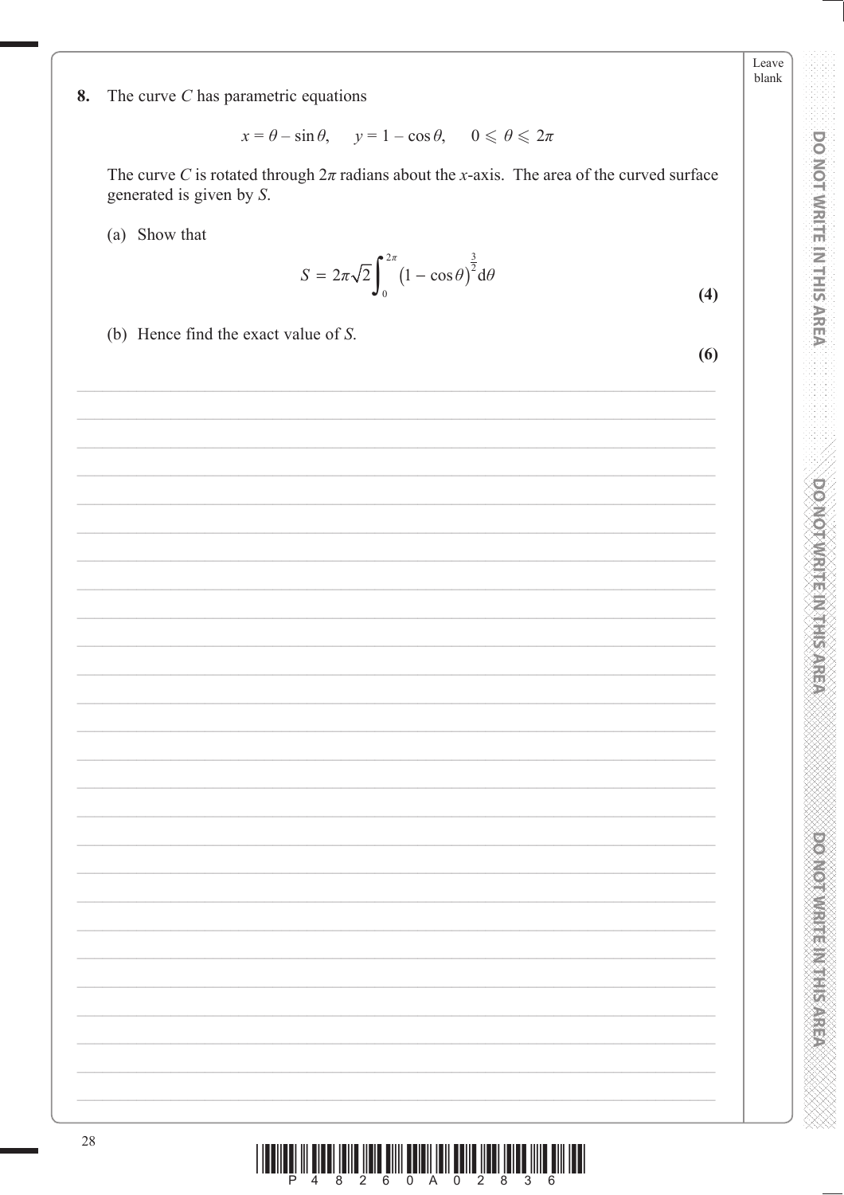**8.** The curve $C$ has parametric equations

$$x = \theta - \sin\theta, \quad y = 1 - \cos\theta, \quad 0 \leqslant \theta \leqslant 2\pi$$

The curve $C$ is rotated through $2\pi$ radians about the $x$-axis. The area of the curved surface generated is given by $S$.

(a) Show that

$$S = 2\pi\sqrt{2}\int_0^{2\pi} (1 - \cos\theta)^{\frac{3}{2}} \mathrm{d}\theta$$

**(4)**

(b) Hence find the exact value of $S$.

**(6)**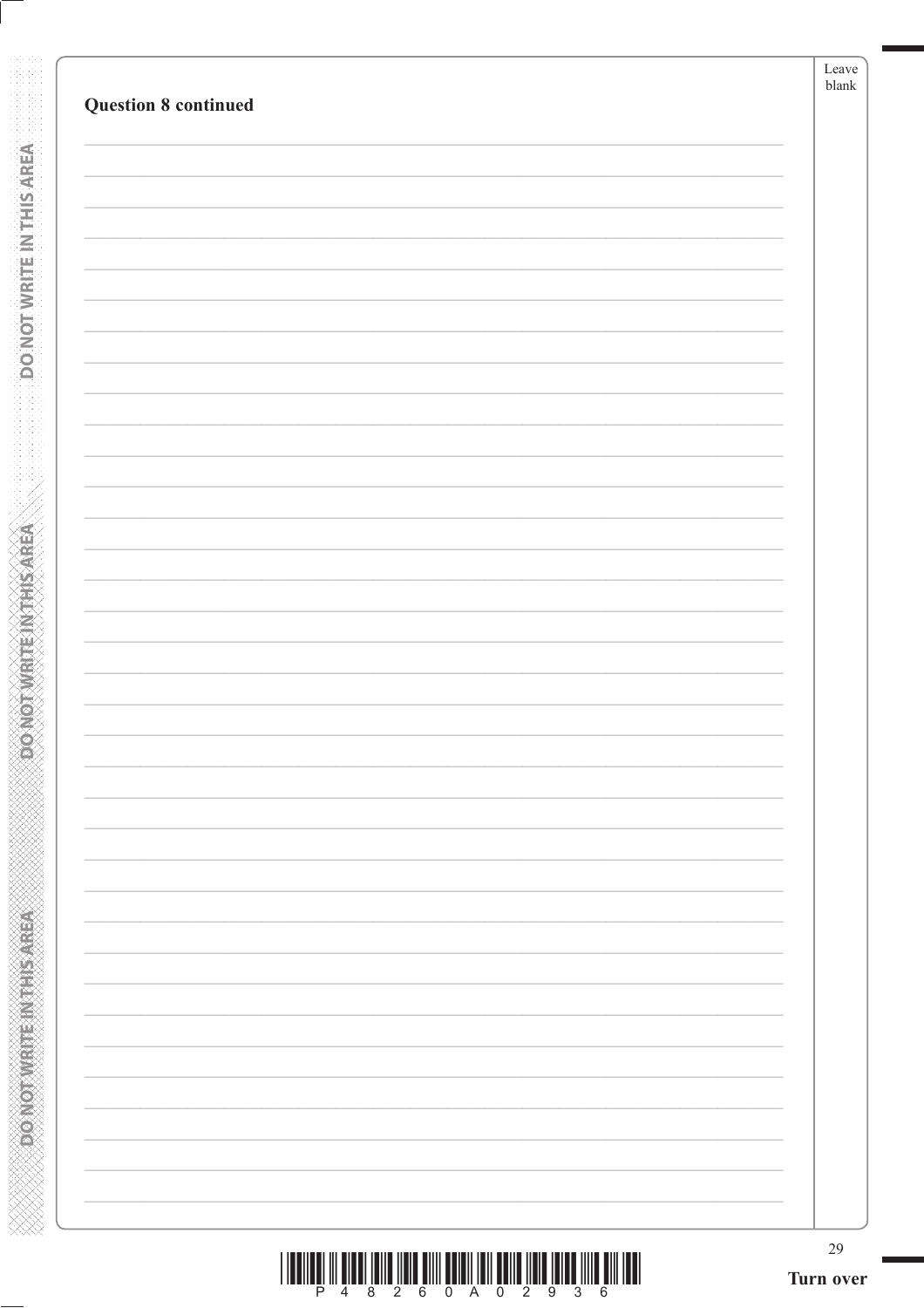**Question 8 continued**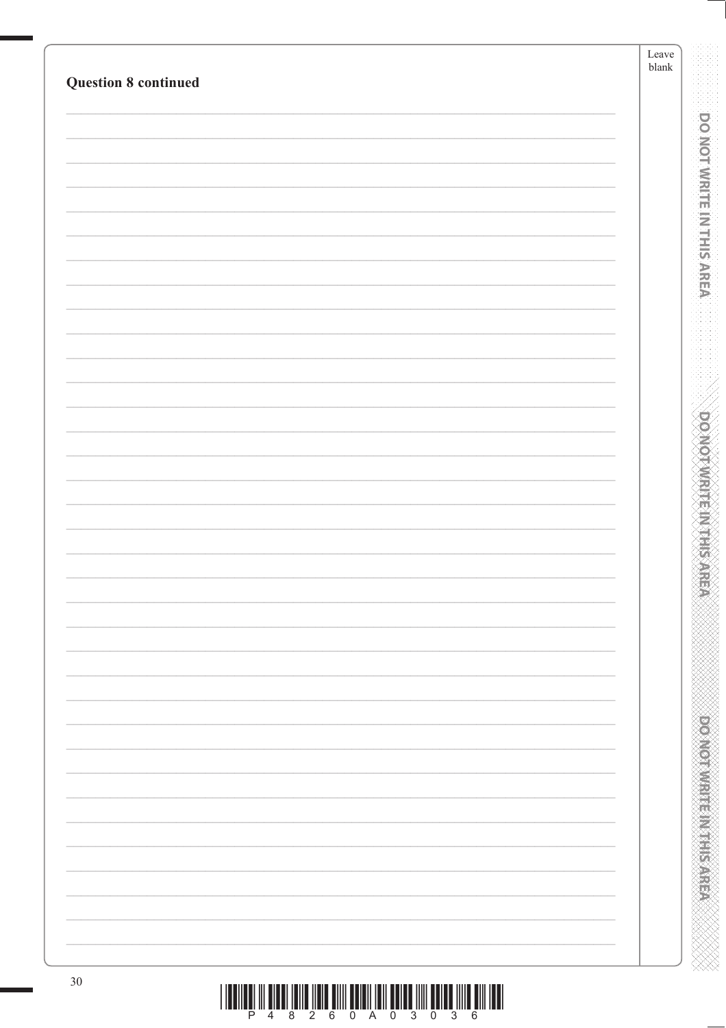**Question 8 continued**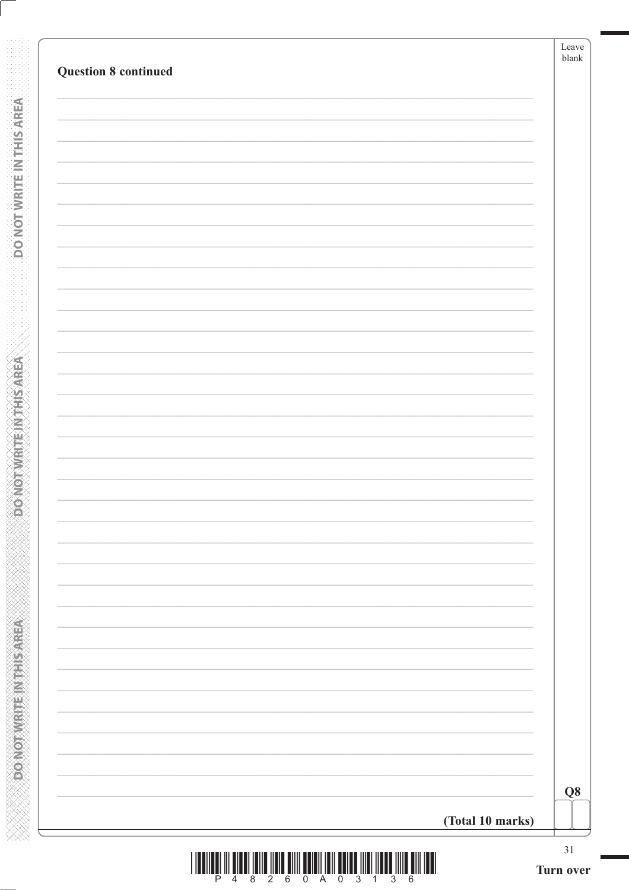**Question 8 continued**

**(Total 10 marks)**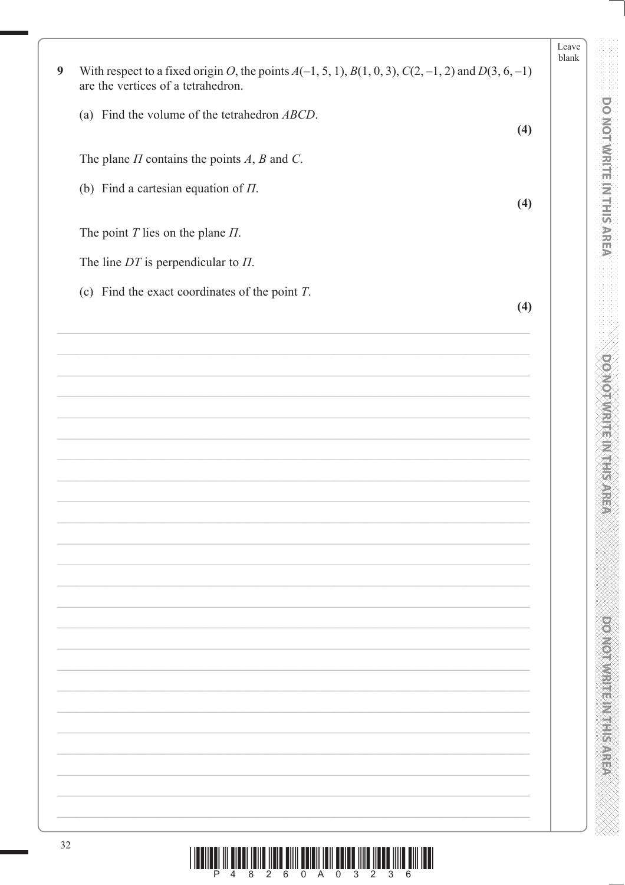**9** With respect to a fixed origin $O$, the points $A(-1, 5, 1)$, $B(1, 0, 3)$, $C(2, -1, 2)$ and $D(3, 6, -1)$ are the vertices of a tetrahedron.

(a) Find the volume of the tetrahedron $ABCD$.

**(4)**

The plane $\Pi$ contains the points $A$, $B$ and $C$.

(b) Find a cartesian equation of $\Pi$.

**(4)**

The point $T$ lies on the plane $\Pi$.

The line $DT$ is perpendicular to $\Pi$.

(c) Find the exact coordinates of the point $T$.

**(4)**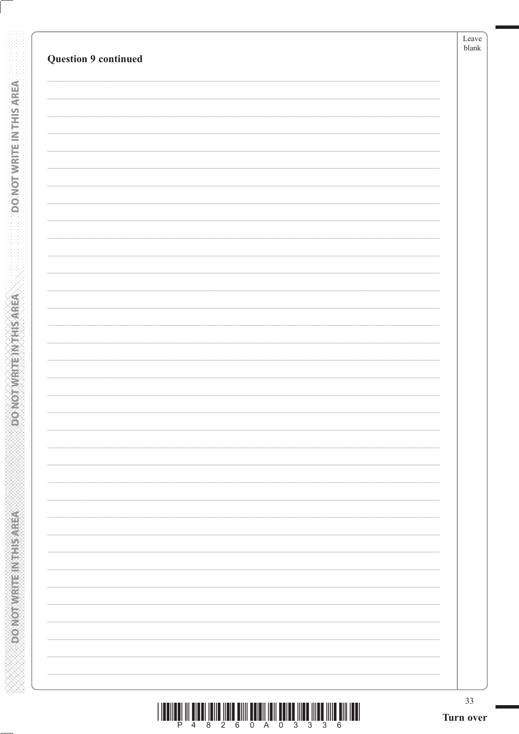**Question 9 continued**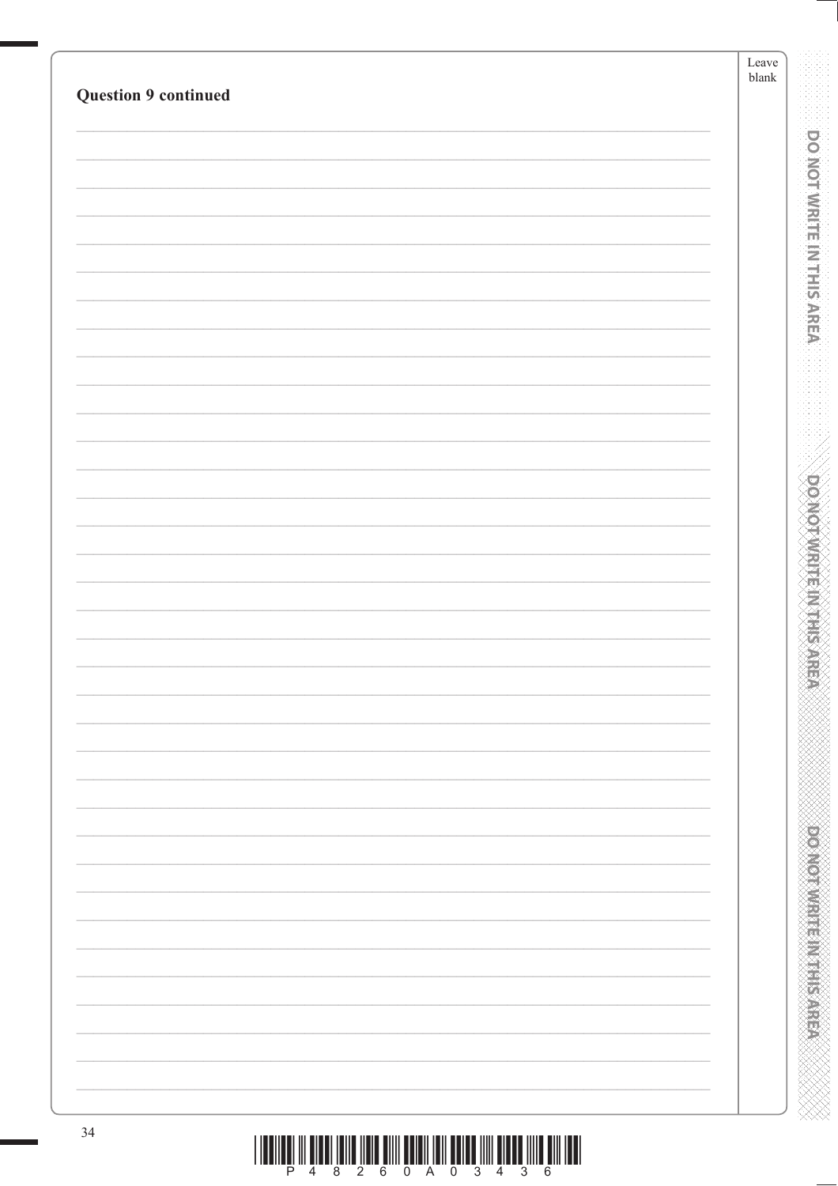**Question 9 continued**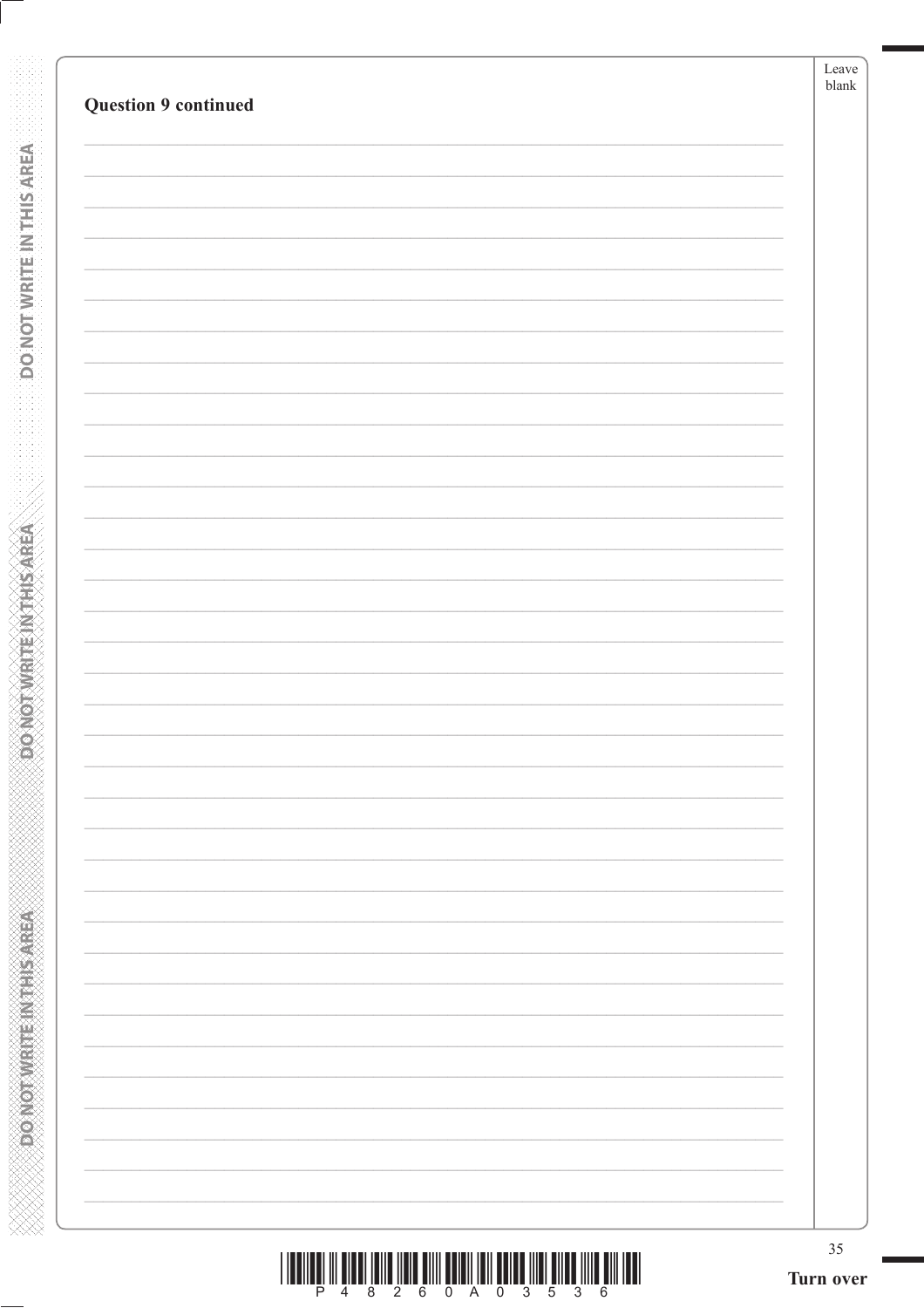**Question 9 continued**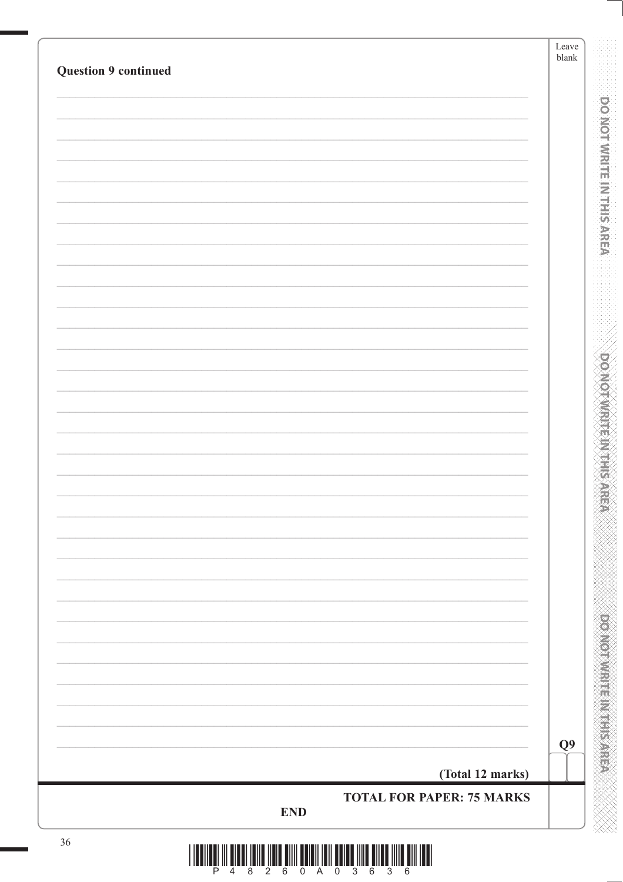**Question 9 continued**

**(Total 12 marks)**

**TOTAL FOR PAPER: 75 MARKS**

**END**